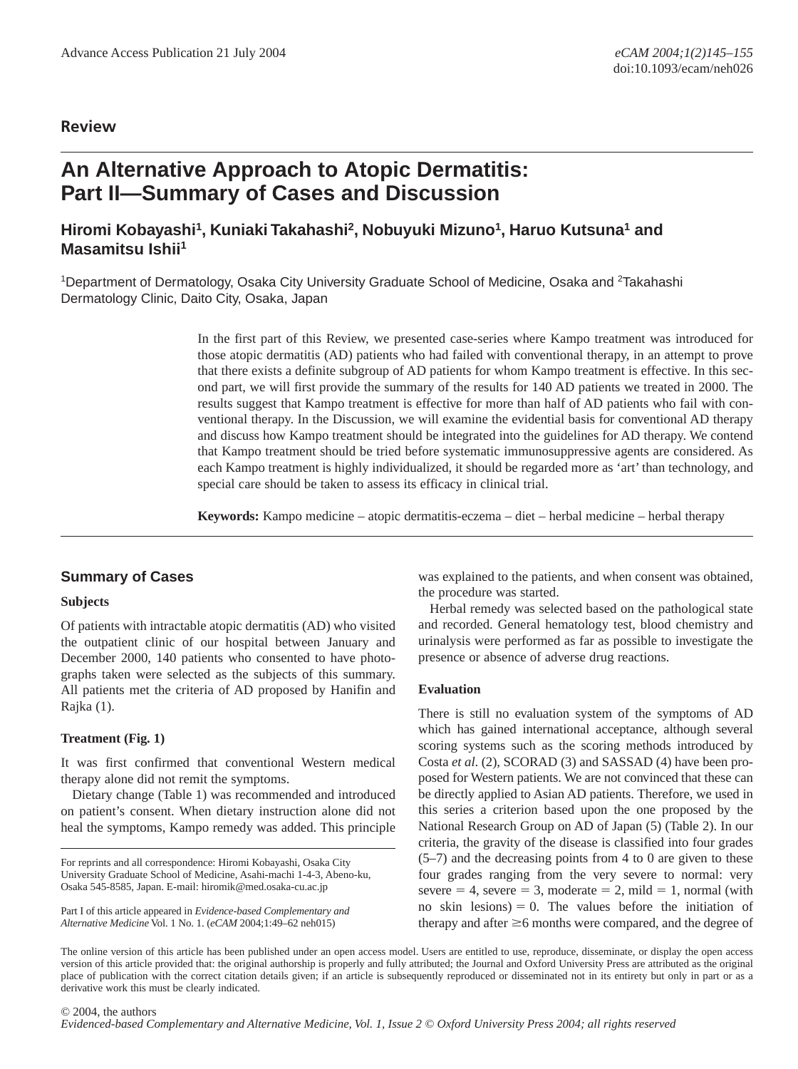Review

# An Alternative Approach to Atopic Dermatitis: Part II—Summary of Cases and Discussion

**Hiromi Kobayashi[1], Kuniaki Takahashi[2], Nobuyuki Mizuno[1], Haruo Kutsuna[1] and Masamitsu Ishii[1]**

[1]Department of Dermatology, Osaka City University Graduate School of Medicine, Osaka and [2]Takahashi Dermatology Clinic, Daito City, Osaka, Japan

In the first part of this Review, we presented case-series where Kampo treatment was introduced for those atopic dermatitis (AD) patients who had failed with conventional therapy, in an attempt to prove that there exists a definite subgroup of AD patients for whom Kampo treatment is effective. In this second part, we will first provide the summary of the results for 140 AD patients we treated in 2000. The results suggest that Kampo treatment is effective for more than half of AD patients who fail with conventional therapy. In the Discussion, we will examine the evidential basis for conventional AD therapy and discuss how Kampo treatment should be integrated into the guidelines for AD therapy. We contend that Kampo treatment should be tried before systematic immunosuppressive agents are considered. As each Kampo treatment is highly individualized, it should be regarded more as 'art' than technology, and special care should be taken to assess its efficacy in clinical trial.

**Keywords:** Kampo medicine – atopic dermatitis-eczema – diet – herbal medicine – herbal therapy

## Summary of Cases

### Subjects

Of patients with intractable atopic dermatitis (AD) who visited the outpatient clinic of our hospital between January and December 2000, 140 patients who consented to have photographs taken were selected as the subjects of this summary. All patients met the criteria of AD proposed by Hanifin and Rajka (1).

### Treatment (Fig. 1)

It was first confirmed that conventional Western medical therapy alone did not remit the symptoms.

Dietary change (Table 1) was recommended and introduced on patient's consent. When dietary instruction alone did not heal the symptoms, Kampo remedy was added. This principle was explained to the patients, and when consent was obtained, the procedure was started.

Herbal remedy was selected based on the pathological state and recorded. General hematology test, blood chemistry and urinalysis were performed as far as possible to investigate the presence or absence of adverse drug reactions.

### Evaluation

There is still no evaluation system of the symptoms of AD which has gained international acceptance, although several scoring systems such as the scoring methods introduced by Costa *et al.* (2), SCORAD (3) and SASSAD (4) have been proposed for Western patients. We are not convinced that these can be directly applied to Asian AD patients. Therefore, we used in this series a criterion based upon the one proposed by the National Research Group on AD of Japan (5) (Table 2). In our criteria, the gravity of the disease is classified into four grades (5–7) and the decreasing points from 4 to 0 are given to these four grades ranging from the very severe to normal: very severe = 4, severe = 3, moderate = 2, mild = 1, normal (with no skin lesions) = 0. The values before the initiation of therapy and after ≥6 months were compared, and the degree of

For reprints and all correspondence: Hiromi Kobayashi, Osaka City University Graduate School of Medicine, Asahi-machi 1-4-3, Abeno-ku, Osaka 545-8585, Japan. E-mail: hiromik@med.osaka-cu.ac.jp

Part I of this article appeared in *Evidence-based Complementary and Alternative Medicine* Vol. 1 No. 1. (*eCAM* 2004;1:49–62 neh015)

The online version of this article has been published under an open access model. Users are entitled to use, reproduce, disseminate, or display the open access version of this article provided that: the original authorship is properly and fully attributed; the Journal and Oxford University Press are attributed as the original place of publication with the correct citation details given; if an article is subsequently reproduced or disseminated not in its entirety but only in part or as a derivative work this must be clearly indicated.

© 2004, the authors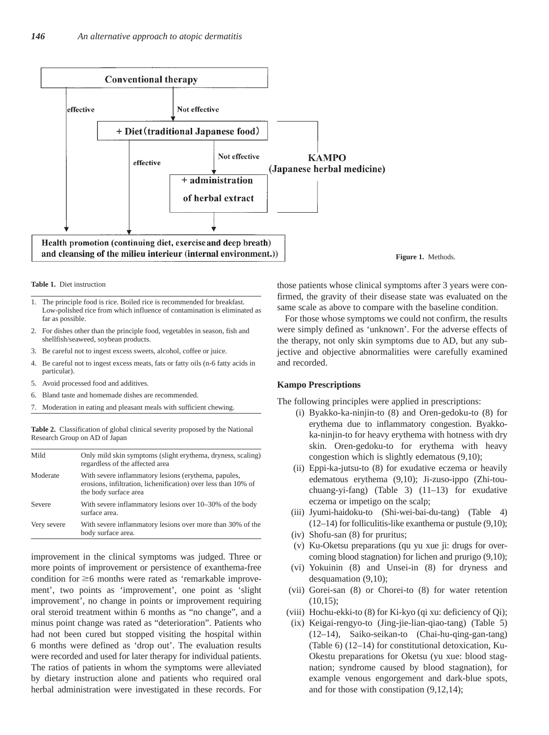Conventional therapy

effective | Not effective

+ Diet (traditional Japanese food)

effective | Not effective

+ administration of herbal extract

KAMPO (Japanese herbal medicine)

Health promotion (continuing diet, exercise and deep breath) and cleansing of the milieu interieur (internal environment.))

**Figure 1.** Methods.

**Table 1.** Diet instruction

1. The principle food is rice. Boiled rice is recommended for breakfast. Low-polished rice from which influence of contamination is eliminated as far as possible.
2. For dishes other than the principle food, vegetables in season, fish and shellfish/seaweed, soybean products.
3. Be careful not to ingest excess sweets, alcohol, coffee or juice.
4. Be careful not to ingest excess meats, fats or fatty oils (n-6 fatty acids in particular).
5. Avoid processed food and additives.
6. Bland taste and homemade dishes are recommended.
7. Moderation in eating and pleasant meals with sufficient chewing.

**Table 2.** Classification of global clinical severity proposed by the National Research Group on AD of Japan

| | |
|---|---|
| Mild | Only mild skin symptoms (slight erythema, dryness, scaling) regardless of the affected area |
| Moderate | With severe inflammatory lesions (erythema, papules, erosions, infiltration, lichenification) over less than 10% of the body surface area |
| Severe | With severe inflammatory lesions over 10–30% of the body surface area. |
| Very severe | With severe inflammatory lesions over more than 30% of the body surface area. |

improvement in the clinical symptoms was judged. Three or more points of improvement or persistence of exanthema-free condition for $\geq$6 months were rated as 'remarkable improvement', two points as 'improvement', one point as 'slight improvement', no change in points or improvement requiring oral steroid treatment within 6 months as "no change", and a minus point change was rated as "deterioration". Patients who had not been cured but stopped visiting the hospital within 6 months were defined as 'drop out'. The evaluation results were recorded and used for later therapy for individual patients. The ratios of patients in whom the symptoms were alleviated by dietary instruction alone and patients who required oral herbal administration were investigated in these records. For those patients whose clinical symptoms after 3 years were confirmed, the gravity of their disease state was evaluated on the same scale as above to compare with the baseline condition.

For those whose symptoms we could not confirm, the results were simply defined as 'unknown'. For the adverse effects of the therapy, not only skin symptoms due to AD, but any subjective and objective abnormalities were carefully examined and recorded.

### Kampo Prescriptions

The following principles were applied in prescriptions:

(i) Byakko-ka-ninjin-to (8) and Oren-gedoku-to (8) for erythema due to inflammatory congestion. Byakko-ka-ninjin-to for heavy erythema with hotness with dry skin. Oren-gedoku-to for erythema with heavy congestion which is slightly edematous (9,10);
(ii) Eppi-ka-jutsu-to (8) for exudative eczema or heavily edematous erythema (9,10); Ji-zuso-ippo (Zhi-tou-chuang-yi-fang) (Table 3) (11–13) for exudative eczema or impetigo on the scalp;
(iii) Jyumi-haidoku-to (Shi-wei-bai-du-tang) (Table 4) (12–14) for folliculitis-like exanthema or pustule (9,10);
(iv) Shofu-san (8) for pruritus;
(v) Ku-Oketsu preparations (qu yu xue ji: drugs for overcoming blood stagnation) for lichen and prurigo (9,10);
(vi) Yokuinin (8) and Unsei-in (8) for dryness and desquamation (9,10);
(vii) Gorei-san (8) or Chorei-to (8) for water retention (10,15);
(viii) Hochu-ekki-to (8) for Ki-kyo (qi xu: deficiency of Qi);
(ix) Keigai-rengyo-to (Jing-jie-lian-qiao-tang) (Table 5) (12–14), Saiko-seikan-to (Chai-hu-qing-gan-tang) (Table 6) (12–14) for constitutional detoxication, Ku-Okestu preparations for Oketsu (yu xue: blood stagnation; syndrome caused by blood stagnation), for example venous engorgement and dark-blue spots, and for those with constipation (9,12,14);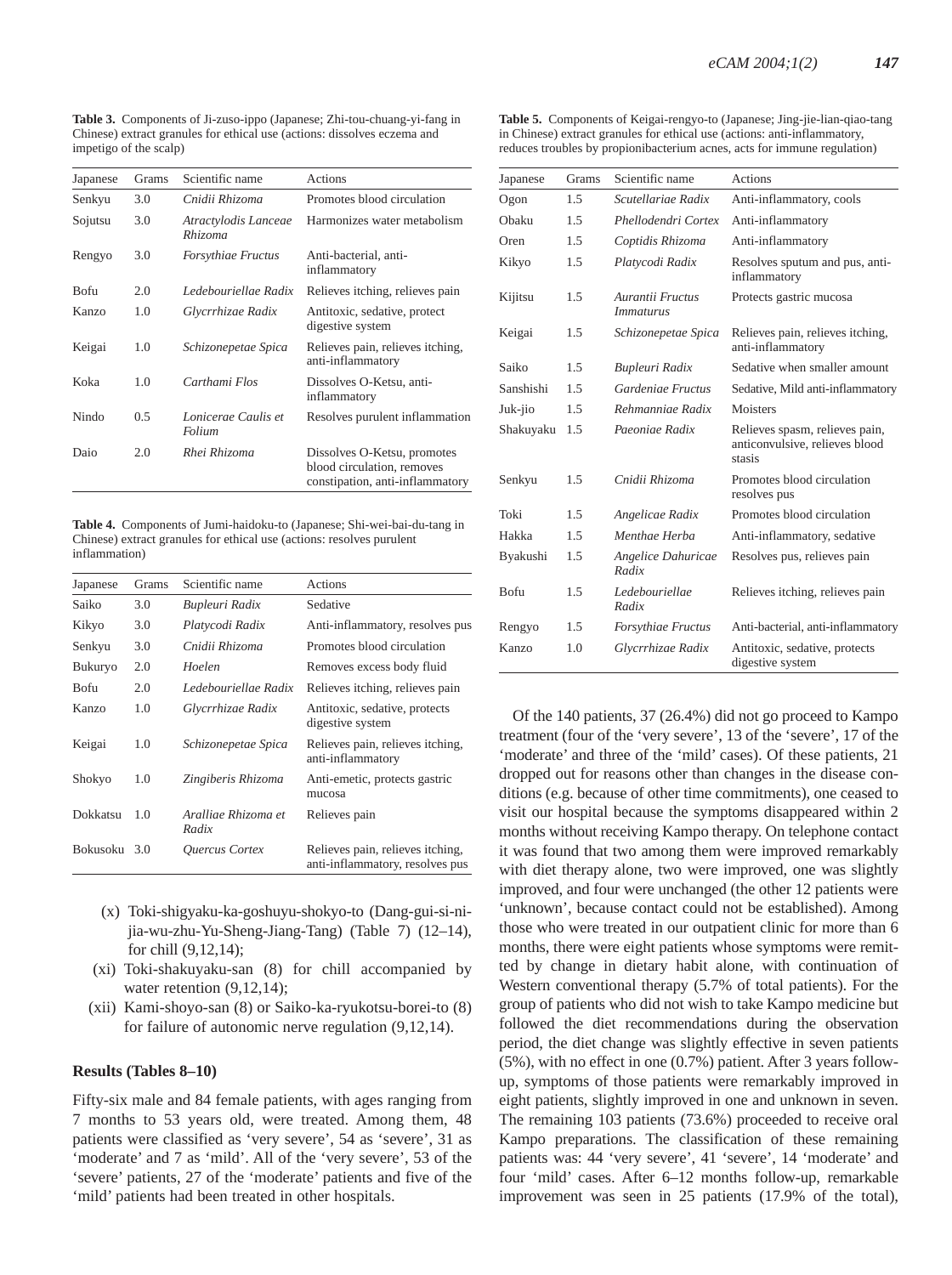**Table 3.** Components of Ji-zuso-ippo (Japanese; Zhi-tou-chuang-yi-fang in Chinese) extract granules for ethical use (actions: dissolves eczema and impetigo of the scalp)

| Japanese | Grams | Scientific name | Actions |
|---|---|---|---|
| Senkyu | 3.0 | *Cnidii Rhizoma* | Promotes blood circulation |
| Sojutsu | 3.0 | *Atractylodis Lanceae Rhizoma* | Harmonizes water metabolism |
| Rengyo | 3.0 | *Forsythiae Fructus* | Anti-bacterial, anti-inflammatory |
| Bofu | 2.0 | *Ledebouriellae Radix* | Relieves itching, relieves pain |
| Kanzo | 1.0 | *Glycrrhizae Radix* | Antitoxic, sedative, protect digestive system |
| Keigai | 1.0 | *Schizonepetae Spica* | Relieves pain, relieves itching, anti-inflammatory |
| Koka | 1.0 | *Carthami Flos* | Dissolves O-Ketsu, anti-inflammatory |
| Nindo | 0.5 | *Lonicerae Caulis et Folium* | Resolves purulent inflammation |
| Daio | 2.0 | *Rhei Rhizoma* | Dissolves O-Ketsu, promotes blood circulation, removes constipation, anti-inflammatory |

**Table 4.** Components of Jumi-haidoku-to (Japanese; Shi-wei-bai-du-tang in Chinese) extract granules for ethical use (actions: resolves purulent inflammation)

| Japanese | Grams | Scientific name | Actions |
|---|---|---|---|
| Saiko | 3.0 | *Bupleuri Radix* | Sedative |
| Kikyo | 3.0 | *Platycodi Radix* | Anti-inflammatory, resolves pus |
| Senkyu | 3.0 | *Cnidii Rhizoma* | Promotes blood circulation |
| Bukuryo | 2.0 | *Hoelen* | Removes excess body fluid |
| Bofu | 2.0 | *Ledebouriellae Radix* | Relieves itching, relieves pain |
| Kanzo | 1.0 | *Glycrrhizae Radix* | Antitoxic, sedative, protects digestive system |
| Keigai | 1.0 | *Schizonepetae Spica* | Relieves pain, relieves itching, anti-inflammatory |
| Shokyo | 1.0 | *Zingiberis Rhizoma* | Anti-emetic, protects gastric mucosa |
| Dokkatsu | 1.0 | *Aralliae Rhizoma et Radix* | Relieves pain |
| Bokusoku | 3.0 | *Quercus Cortex* | Relieves pain, relieves itching, anti-inflammatory, resolves pus |

(x) Toki-shigyaku-ka-goshuyu-shokyo-to (Dang-gui-si-ni-jia-wu-zhu-Yu-Sheng-Jiang-Tang) (Table 7) (12–14), for chill (9,12,14);

(xi) Toki-shakuyaku-san (8) for chill accompanied by water retention (9,12,14);

(xii) Kami-shoyo-san (8) or Saiko-ka-ryukotsu-borei-to (8) for failure of autonomic nerve regulation (9,12,14).

## Results (Tables 8–10)

Fifty-six male and 84 female patients, with ages ranging from 7 months to 53 years old, were treated. Among them, 48 patients were classified as 'very severe', 54 as 'severe', 31 as 'moderate' and 7 as 'mild'. All of the 'very severe', 53 of the 'severe' patients, 27 of the 'moderate' patients and five of the 'mild' patients had been treated in other hospitals.

**Table 5.** Components of Keigai-rengyo-to (Japanese; Jing-jie-lian-qiao-tang in Chinese) extract granules for ethical use (actions: anti-inflammatory, reduces troubles by propionibacterium acnes, acts for immune regulation)

| Japanese | Grams | Scientific name | Actions |
|---|---|---|---|
| Ogon | 1.5 | *Scutellariae Radix* | Anti-inflammatory, cools |
| Obaku | 1.5 | *Phellodendri Cortex* | Anti-inflammatory |
| Oren | 1.5 | *Coptidis Rhizoma* | Anti-inflammatory |
| Kikyo | 1.5 | *Platycodi Radix* | Resolves sputum and pus, anti-inflammatory |
| Kijitsu | 1.5 | *Aurantii Fructus Immaturus* | Protects gastric mucosa |
| Keigai | 1.5 | *Schizonepetae Spica* | Relieves pain, relieves itching, anti-inflammatory |
| Saiko | 1.5 | *Bupleuri Radix* | Sedative when smaller amount |
| Sanshishi | 1.5 | *Gardeniae Fructus* | Sedative, Mild anti-inflammatory |
| Juk-jio | 1.5 | *Rehmanniae Radix* | Moisters |
| Shakuyaku | 1.5 | *Paeoniae Radix* | Relieves spasm, relieves pain, anticonvulsive, relieves blood stasis |
| Senkyu | 1.5 | *Cnidii Rhizoma* | Promotes blood circulation resolves pus |
| Toki | 1.5 | *Angelicae Radix* | Promotes blood circulation |
| Hakka | 1.5 | *Menthae Herba* | Anti-inflammatory, sedative |
| Byakushi | 1.5 | *Angelice Dahuricae Radix* | Resolves pus, relieves pain |
| Bofu | 1.5 | *Ledebouriellae Radix* | Relieves itching, relieves pain |
| Rengyo | 1.5 | *Forsythiae Fructus* | Anti-bacterial, anti-inflammatory |
| Kanzo | 1.0 | *Glycrrhizae Radix* | Antitoxic, sedative, protects digestive system |

Of the 140 patients, 37 (26.4%) did not go proceed to Kampo treatment (four of the 'very severe', 13 of the 'severe', 17 of the 'moderate' and three of the 'mild' cases). Of these patients, 21 dropped out for reasons other than changes in the disease conditions (e.g. because of other time commitments), one ceased to visit our hospital because the symptoms disappeared within 2 months without receiving Kampo therapy. On telephone contact it was found that two among them were improved remarkably with diet therapy alone, two were improved, one was slightly improved, and four were unchanged (the other 12 patients were 'unknown', because contact could not be established). Among those who were treated in our outpatient clinic for more than 6 months, there were eight patients whose symptoms were remitted by change in dietary habit alone, with continuation of Western conventional therapy (5.7% of total patients). For the group of patients who did not wish to take Kampo medicine but followed the diet recommendations during the observation period, the diet change was slightly effective in seven patients (5%), with no effect in one (0.7%) patient. After 3 years follow-up, symptoms of those patients were remarkably improved in eight patients, slightly improved in one and unknown in seven. The remaining 103 patients (73.6%) proceeded to receive oral Kampo preparations. The classification of these remaining patients was: 44 'very severe', 41 'severe', 14 'moderate' and four 'mild' cases. After 6–12 months follow-up, remarkable improvement was seen in 25 patients (17.9% of the total),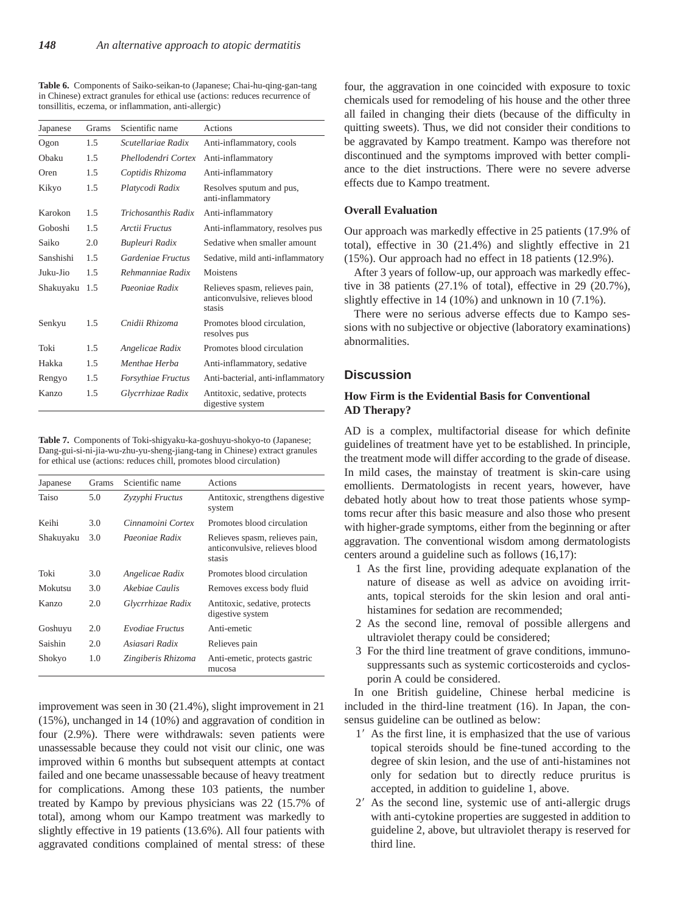**Table 6.** Components of Saiko-seikan-to (Japanese; Chai-hu-qing-gan-tang in Chinese) extract granules for ethical use (actions: reduces recurrence of tonsillitis, eczema, or inflammation, anti-allergic)

| Japanese | Grams | Scientific name | Actions |
|---|---|---|---|
| Ogon | 1.5 | *Scutellariae Radix* | Anti-inflammatory, cools |
| Obaku | 1.5 | *Phellodendri Cortex* | Anti-inflammatory |
| Oren | 1.5 | *Coptidis Rhizoma* | Anti-inflammatory |
| Kikyo | 1.5 | *Platycodi Radix* | Resolves sputum and pus, anti-inflammatory |
| Karokon | 1.5 | *Trichosanthis Radix* | Anti-inflammatory |
| Goboshi | 1.5 | *Arctii Fructus* | Anti-inflammatory, resolves pus |
| Saiko | 2.0 | *Bupleuri Radix* | Sedative when smaller amount |
| Sanshishi | 1.5 | *Gardeniae Fructus* | Sedative, mild anti-inflammatory |
| Juku-Jio | 1.5 | *Rehmanniae Radix* | Moistens |
| Shakuyaku | 1.5 | *Paeoniae Radix* | Relieves spasm, relieves pain, anticonvulsive, relieves blood stasis |
| Senkyu | 1.5 | *Cnidii Rhizoma* | Promotes blood circulation, resolves pus |
| Toki | 1.5 | *Angelicae Radix* | Promotes blood circulation |
| Hakka | 1.5 | *Menthae Herba* | Anti-inflammatory, sedative |
| Rengyo | 1.5 | *Forsythiae Fructus* | Anti-bacterial, anti-inflammatory |
| Kanzo | 1.5 | *Glycrrhizae Radix* | Antitoxic, sedative, protects digestive system |

**Table 7.** Components of Toki-shigyaku-ka-goshuyu-shokyo-to (Japanese; Dang-gui-si-ni-jia-wu-zhu-yu-sheng-jiang-tang in Chinese) extract granules for ethical use (actions: reduces chill, promotes blood circulation)

| Japanese | Grams | Scientific name | Actions |
|---|---|---|---|
| Taiso | 5.0 | *Zyzyphi Fructus* | Antitoxic, strengthens digestive system |
| Keihi | 3.0 | *Cinnamoini Cortex* | Promotes blood circulation |
| Shakuyaku | 3.0 | *Paeoniae Radix* | Relieves spasm, relieves pain, anticonvulsive, relieves blood stasis |
| Toki | 3.0 | *Angelicae Radix* | Promotes blood circulation |
| Mokutsu | 3.0 | *Akebiae Caulis* | Removes excess body fluid |
| Kanzo | 2.0 | *Glycrrhizae Radix* | Antitoxic, sedative, protects digestive system |
| Goshuyu | 2.0 | *Evodiae Fructus* | Anti-emetic |
| Saishin | 2.0 | *Asiasari Radix* | Relieves pain |
| Shokyo | 1.0 | *Zingiberis Rhizoma* | Anti-emetic, protects gastric mucosa |

improvement was seen in 30 (21.4%), slight improvement in 21 (15%), unchanged in 14 (10%) and aggravation of condition in four (2.9%). There were withdrawals: seven patients were unassessable because they could not visit our clinic, one was improved within 6 months but subsequent attempts at contact failed and one became unassessable because of heavy treatment for complications. Among these 103 patients, the number treated by Kampo by previous physicians was 22 (15.7% of total), among whom our Kampo treatment was markedly to slightly effective in 19 patients (13.6%). All four patients with aggravated conditions complained of mental stress: of these four, the aggravation in one coincided with exposure to toxic chemicals used for remodeling of his house and the other three all failed in changing their diets (because of the difficulty in quitting sweets). Thus, we did not consider their conditions to be aggravated by Kampo treatment. Kampo was therefore not discontinued and the symptoms improved with better compliance to the diet instructions. There were no severe adverse effects due to Kampo treatment.

### Overall Evaluation

Our approach was markedly effective in 25 patients (17.9% of total), effective in 30 (21.4%) and slightly effective in 21 (15%). Our approach had no effect in 18 patients (12.9%).

After 3 years of follow-up, our approach was markedly effective in 38 patients (27.1% of total), effective in 29 (20.7%), slightly effective in 14 (10%) and unknown in 10 (7.1%).

There were no serious adverse effects due to Kampo sessions with no subjective or objective (laboratory examinations) abnormalities.

## Discussion

### How Firm is the Evidential Basis for Conventional AD Therapy?

AD is a complex, multifactorial disease for which definite guidelines of treatment have yet to be established. In principle, the treatment mode will differ according to the grade of disease. In mild cases, the mainstay of treatment is skin-care using emollients. Dermatologists in recent years, however, have debated hotly about how to treat those patients whose symptoms recur after this basic measure and also those who present with higher-grade symptoms, either from the beginning or after aggravation. The conventional wisdom among dermatologists centers around a guideline such as follows (16,17):

1. As the first line, providing adequate explanation of the nature of disease as well as advice on avoiding irritants, topical steroids for the skin lesion and oral anti-histamines for sedation are recommended;
2. As the second line, removal of possible allergens and ultraviolet therapy could be considered;
3. For the third line treatment of grave conditions, immunosuppressants such as systemic corticosteroids and cyclosporin A could be considered.

In one British guideline, Chinese herbal medicine is included in the third-line treatment (16). In Japan, the consensus guideline can be outlined as below:

1′ As the first line, it is emphasized that the use of various topical steroids should be fine-tuned according to the degree of skin lesion, and the use of anti-histamines not only for sedation but to directly reduce pruritus is accepted, in addition to guideline 1, above.

2′ As the second line, systemic use of anti-allergic drugs with anti-cytokine properties are suggested in addition to guideline 2, above, but ultraviolet therapy is reserved for third line.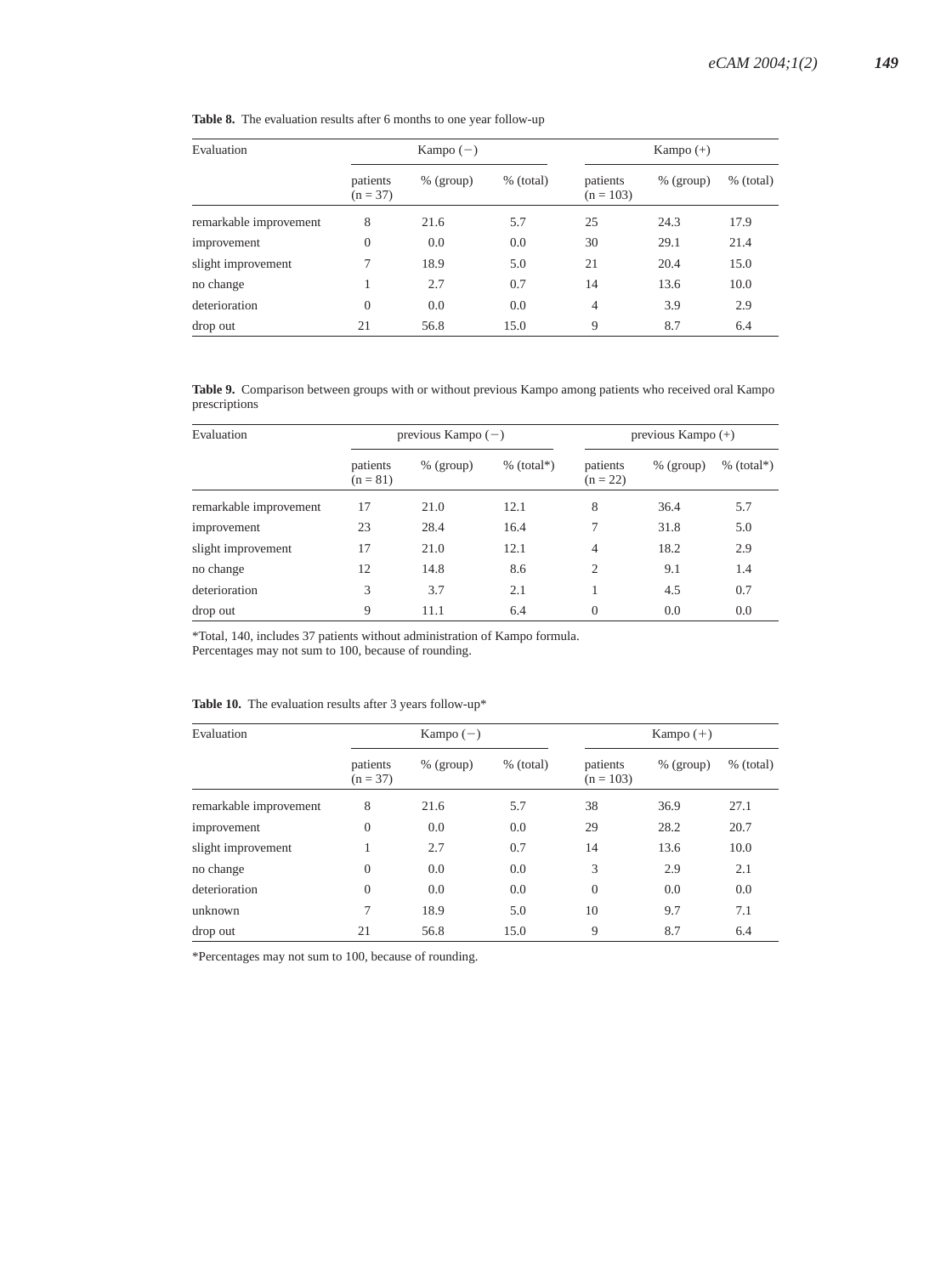**Table 8.** The evaluation results after 6 months to one year follow-up

| Evaluation | Kampo (−) | | | Kampo (+) | | |
|---|---|---|---|---|---|---|
| | patients (n = 37) | % (group) | % (total) | patients (n = 103) | % (group) | % (total) |
| remarkable improvement | 8 | 21.6 | 5.7 | 25 | 24.3 | 17.9 |
| improvement | 0 | 0.0 | 0.0 | 30 | 29.1 | 21.4 |
| slight improvement | 7 | 18.9 | 5.0 | 21 | 20.4 | 15.0 |
| no change | 1 | 2.7 | 0.7 | 14 | 13.6 | 10.0 |
| deterioration | 0 | 0.0 | 0.0 | 4 | 3.9 | 2.9 |
| drop out | 21 | 56.8 | 15.0 | 9 | 8.7 | 6.4 |

**Table 9.** Comparison between groups with or without previous Kampo among patients who received oral Kampo prescriptions

| Evaluation | previous Kampo (−) | | | previous Kampo (+) | | |
|---|---|---|---|---|---|---|
| | patients (n = 81) | % (group) | % (total*) | patients (n = 22) | % (group) | % (total*) |
| remarkable improvement | 17 | 21.0 | 12.1 | 8 | 36.4 | 5.7 |
| improvement | 23 | 28.4 | 16.4 | 7 | 31.8 | 5.0 |
| slight improvement | 17 | 21.0 | 12.1 | 4 | 18.2 | 2.9 |
| no change | 12 | 14.8 | 8.6 | 2 | 9.1 | 1.4 |
| deterioration | 3 | 3.7 | 2.1 | 1 | 4.5 | 0.7 |
| drop out | 9 | 11.1 | 6.4 | 0 | 0.0 | 0.0 |

*Total, 140, includes 37 patients without administration of Kampo formula.
Percentages may not sum to 100, because of rounding.

**Table 10.** The evaluation results after 3 years follow-up*

| Evaluation | Kampo (−) | | | Kampo (+) | | |
|---|---|---|---|---|---|---|
| | patients (n = 37) | % (group) | % (total) | patients (n = 103) | % (group) | % (total) |
| remarkable improvement | 8 | 21.6 | 5.7 | 38 | 36.9 | 27.1 |
| improvement | 0 | 0.0 | 0.0 | 29 | 28.2 | 20.7 |
| slight improvement | 1 | 2.7 | 0.7 | 14 | 13.6 | 10.0 |
| no change | 0 | 0.0 | 0.0 | 3 | 2.9 | 2.1 |
| deterioration | 0 | 0.0 | 0.0 | 0 | 0.0 | 0.0 |
| unknown | 7 | 18.9 | 5.0 | 10 | 9.7 | 7.1 |
| drop out | 21 | 56.8 | 15.0 | 9 | 8.7 | 6.4 |

*Percentages may not sum to 100, because of rounding.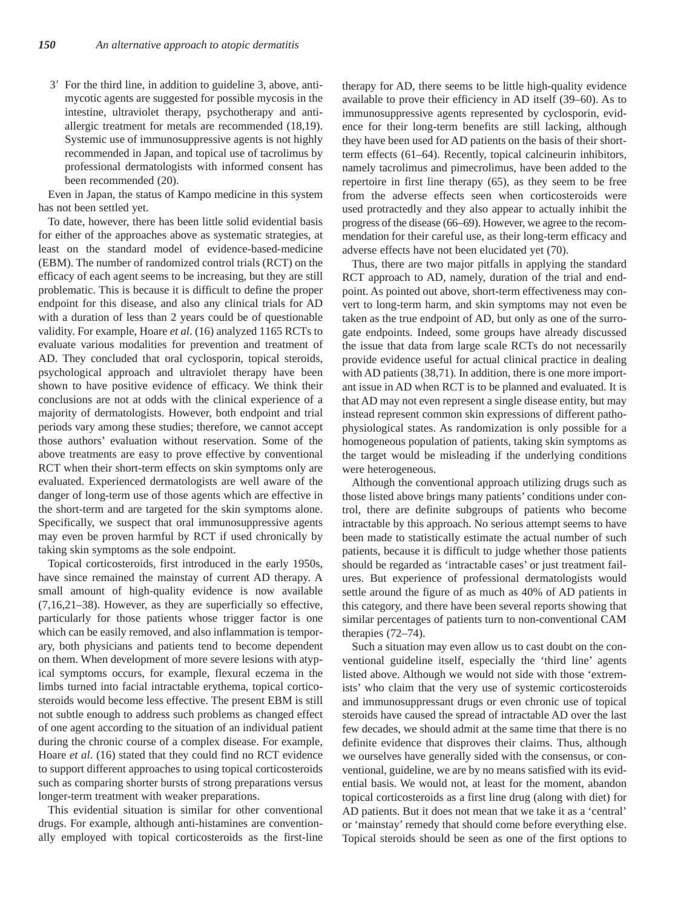3′ For the third line, in addition to guideline 3, above, antimycotic agents are suggested for possible mycosis in the intestine, ultraviolet therapy, psychotherapy and antiallergic treatment for metals are recommended (18,19). Systemic use of immunosuppressive agents is not highly recommended in Japan, and topical use of tacrolimus by professional dermatologists with informed consent has been recommended (20).

Even in Japan, the status of Kampo medicine in this system has not been settled yet.

To date, however, there has been little solid evidential basis for either of the approaches above as systematic strategies, at least on the standard model of evidence-based-medicine (EBM). The number of randomized control trials (RCT) on the efficacy of each agent seems to be increasing, but they are still problematic. This is because it is difficult to define the proper endpoint for this disease, and also any clinical trials for AD with a duration of less than 2 years could be of questionable validity. For example, Hoare *et al*. (16) analyzed 1165 RCTs to evaluate various modalities for prevention and treatment of AD. They concluded that oral cyclosporin, topical steroids, psychological approach and ultraviolet therapy have been shown to have positive evidence of efficacy. We think their conclusions are not at odds with the clinical experience of a majority of dermatologists. However, both endpoint and trial periods vary among these studies; therefore, we cannot accept those authors' evaluation without reservation. Some of the above treatments are easy to prove effective by conventional RCT when their short-term effects on skin symptoms only are evaluated. Experienced dermatologists are well aware of the danger of long-term use of those agents which are effective in the short-term and are targeted for the skin symptoms alone. Specifically, we suspect that oral immunosuppressive agents may even be proven harmful by RCT if used chronically by taking skin symptoms as the sole endpoint.

Topical corticosteroids, first introduced in the early 1950s, have since remained the mainstay of current AD therapy. A small amount of high-quality evidence is now available (7,16,21–38). However, as they are superficially so effective, particularly for those patients whose trigger factor is one which can be easily removed, and also inflammation is temporary, both physicians and patients tend to become dependent on them. When development of more severe lesions with atypical symptoms occurs, for example, flexural eczema in the limbs turned into facial intractable erythema, topical corticosteroids would become less effective. The present EBM is still not subtle enough to address such problems as changed effect of one agent according to the situation of an individual patient during the chronic course of a complex disease. For example, Hoare *et al*. (16) stated that they could find no RCT evidence to support different approaches to using topical corticosteroids such as comparing shorter bursts of strong preparations versus longer-term treatment with weaker preparations.

This evidential situation is similar for other conventional drugs. For example, although anti-histamines are conventionally employed with topical corticosteroids as the first-line therapy for AD, there seems to be little high-quality evidence available to prove their efficiency in AD itself (39–60). As to immunosuppressive agents represented by cyclosporin, evidence for their long-term benefits are still lacking, although they have been used for AD patients on the basis of their short-term effects (61–64). Recently, topical calcineurin inhibitors, namely tacrolimus and pimecrolimus, have been added to the repertoire in first line therapy (65), as they seem to be free from the adverse effects seen when corticosteroids were used protractedly and they also appear to actually inhibit the progress of the disease (66–69). However, we agree to the recommendation for their careful use, as their long-term efficacy and adverse effects have not been elucidated yet (70).

Thus, there are two major pitfalls in applying the standard RCT approach to AD, namely, duration of the trial and endpoint. As pointed out above, short-term effectiveness may convert to long-term harm, and skin symptoms may not even be taken as the true endpoint of AD, but only as one of the surrogate endpoints. Indeed, some groups have already discussed the issue that data from large scale RCTs do not necessarily provide evidence useful for actual clinical practice in dealing with AD patients (38,71). In addition, there is one more important issue in AD when RCT is to be planned and evaluated. It is that AD may not even represent a single disease entity, but may instead represent common skin expressions of different pathophysiological states. As randomization is only possible for a homogeneous population of patients, taking skin symptoms as the target would be misleading if the underlying conditions were heterogeneous.

Although the conventional approach utilizing drugs such as those listed above brings many patients' conditions under control, there are definite subgroups of patients who become intractable by this approach. No serious attempt seems to have been made to statistically estimate the actual number of such patients, because it is difficult to judge whether those patients should be regarded as 'intractable cases' or just treatment failures. But experience of professional dermatologists would settle around the figure of as much as 40% of AD patients in this category, and there have been several reports showing that similar percentages of patients turn to non-conventional CAM therapies (72–74).

Such a situation may even allow us to cast doubt on the conventional guideline itself, especially the 'third line' agents listed above. Although we would not side with those 'extremists' who claim that the very use of systemic corticosteroids and immunosuppressant drugs or even chronic use of topical steroids have caused the spread of intractable AD over the last few decades, we should admit at the same time that there is no definite evidence that disproves their claims. Thus, although we ourselves have generally sided with the consensus, or conventional, guideline, we are by no means satisfied with its evidential basis. We would not, at least for the moment, abandon topical corticosteroids as a first line drug (along with diet) for AD patients. But it does not mean that we take it as a 'central' or 'mainstay' remedy that should come before everything else. Topical steroids should be seen as one of the first options to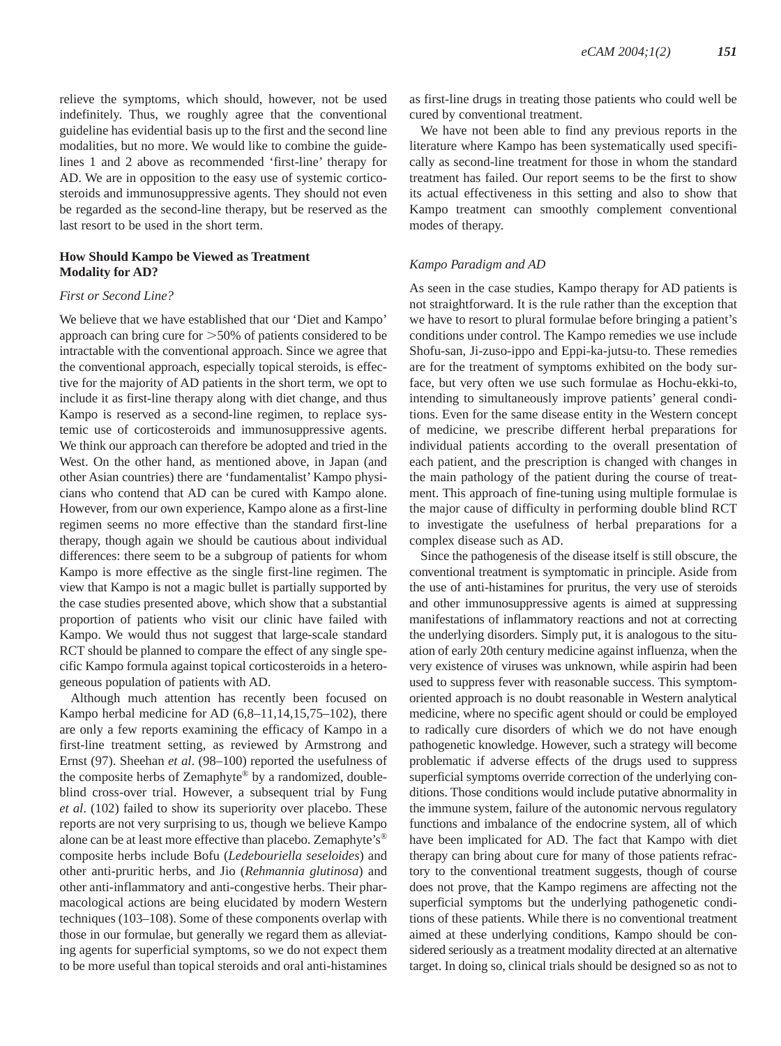relieve the symptoms, which should, however, not be used indefinitely. Thus, we roughly agree that the conventional guideline has evidential basis up to the first and the second line modalities, but no more. We would like to combine the guidelines 1 and 2 above as recommended 'first-line' therapy for AD. We are in opposition to the easy use of systemic corticosteroids and immunosuppressive agents. They should not even be regarded as the second-line therapy, but be reserved as the last resort to be used in the short term.

## How Should Kampo be Viewed as Treatment Modality for AD?

### *First or Second Line?*

We believe that we have established that our 'Diet and Kampo' approach can bring cure for >50% of patients considered to be intractable with the conventional approach. Since we agree that the conventional approach, especially topical steroids, is effective for the majority of AD patients in the short term, we opt to include it as first-line therapy along with diet change, and thus Kampo is reserved as a second-line regimen, to replace systemic use of corticosteroids and immunosuppressive agents. We think our approach can therefore be adopted and tried in the West. On the other hand, as mentioned above, in Japan (and other Asian countries) there are 'fundamentalist' Kampo physicians who contend that AD can be cured with Kampo alone. However, from our own experience, Kampo alone as a first-line regimen seems no more effective than the standard first-line therapy, though again we should be cautious about individual differences: there seem to be a subgroup of patients for whom Kampo is more effective as the single first-line regimen. The view that Kampo is not a magic bullet is partially supported by the case studies presented above, which show that a substantial proportion of patients who visit our clinic have failed with Kampo. We would thus not suggest that large-scale standard RCT should be planned to compare the effect of any single specific Kampo formula against topical corticosteroids in a heterogeneous population of patients with AD.

Although much attention has recently been focused on Kampo herbal medicine for AD (6,8–11,14,15,75–102), there are only a few reports examining the efficacy of Kampo in a first-line treatment setting, as reviewed by Armstrong and Ernst (97). Sheehan *et al*. (98–100) reported the usefulness of the composite herbs of Zemaphyte® by a randomized, double-blind cross-over trial. However, a subsequent trial by Fung *et al*. (102) failed to show its superiority over placebo. These reports are not very surprising to us, though we believe Kampo alone can be at least more effective than placebo. Zemaphyte's® composite herbs include Bofu (*Ledebouriella seseloides*) and other anti-pruritic herbs, and Jio (*Rehmannia glutinosa*) and other anti-inflammatory and anti-congestive herbs. Their pharmacological actions are being elucidated by modern Western techniques (103–108). Some of these components overlap with those in our formulae, but generally we regard them as alleviating agents for superficial symptoms, so we do not expect them to be more useful than topical steroids and oral anti-histamines as first-line drugs in treating those patients who could well be cured by conventional treatment.

We have not been able to find any previous reports in the literature where Kampo has been systematically used specifically as second-line treatment for those in whom the standard treatment has failed. Our report seems to be the first to show its actual effectiveness in this setting and also to show that Kampo treatment can smoothly complement conventional modes of therapy.

### *Kampo Paradigm and AD*

As seen in the case studies, Kampo therapy for AD patients is not straightforward. It is the rule rather than the exception that we have to resort to plural formulae before bringing a patient's conditions under control. The Kampo remedies we use include Shofu-san, Ji-zuso-ippo and Eppi-ka-jutsu-to. These remedies are for the treatment of symptoms exhibited on the body surface, but very often we use such formulae as Hochu-ekki-to, intending to simultaneously improve patients' general conditions. Even for the same disease entity in the Western concept of medicine, we prescribe different herbal preparations for individual patients according to the overall presentation of each patient, and the prescription is changed with changes in the main pathology of the patient during the course of treatment. This approach of fine-tuning using multiple formulae is the major cause of difficulty in performing double blind RCT to investigate the usefulness of herbal preparations for a complex disease such as AD.

Since the pathogenesis of the disease itself is still obscure, the conventional treatment is symptomatic in principle. Aside from the use of anti-histamines for pruritus, the very use of steroids and other immunosuppressive agents is aimed at suppressing manifestations of inflammatory reactions and not at correcting the underlying disorders. Simply put, it is analogous to the situation of early 20th century medicine against influenza, when the very existence of viruses was unknown, while aspirin had been used to suppress fever with reasonable success. This symptom-oriented approach is no doubt reasonable in Western analytical medicine, where no specific agent should or could be employed to radically cure disorders of which we do not have enough pathogenetic knowledge. However, such a strategy will become problematic if adverse effects of the drugs used to suppress superficial symptoms override correction of the underlying conditions. Those conditions would include putative abnormality in the immune system, failure of the autonomic nervous regulatory functions and imbalance of the endocrine system, all of which have been implicated for AD. The fact that Kampo with diet therapy can bring about cure for many of those patients refractory to the conventional treatment suggests, though of course does not prove, that the Kampo regimens are affecting not the superficial symptoms but the underlying pathogenetic conditions of these patients. While there is no conventional treatment aimed at these underlying conditions, Kampo should be considered seriously as a treatment modality directed at an alternative target. In doing so, clinical trials should be designed so as not to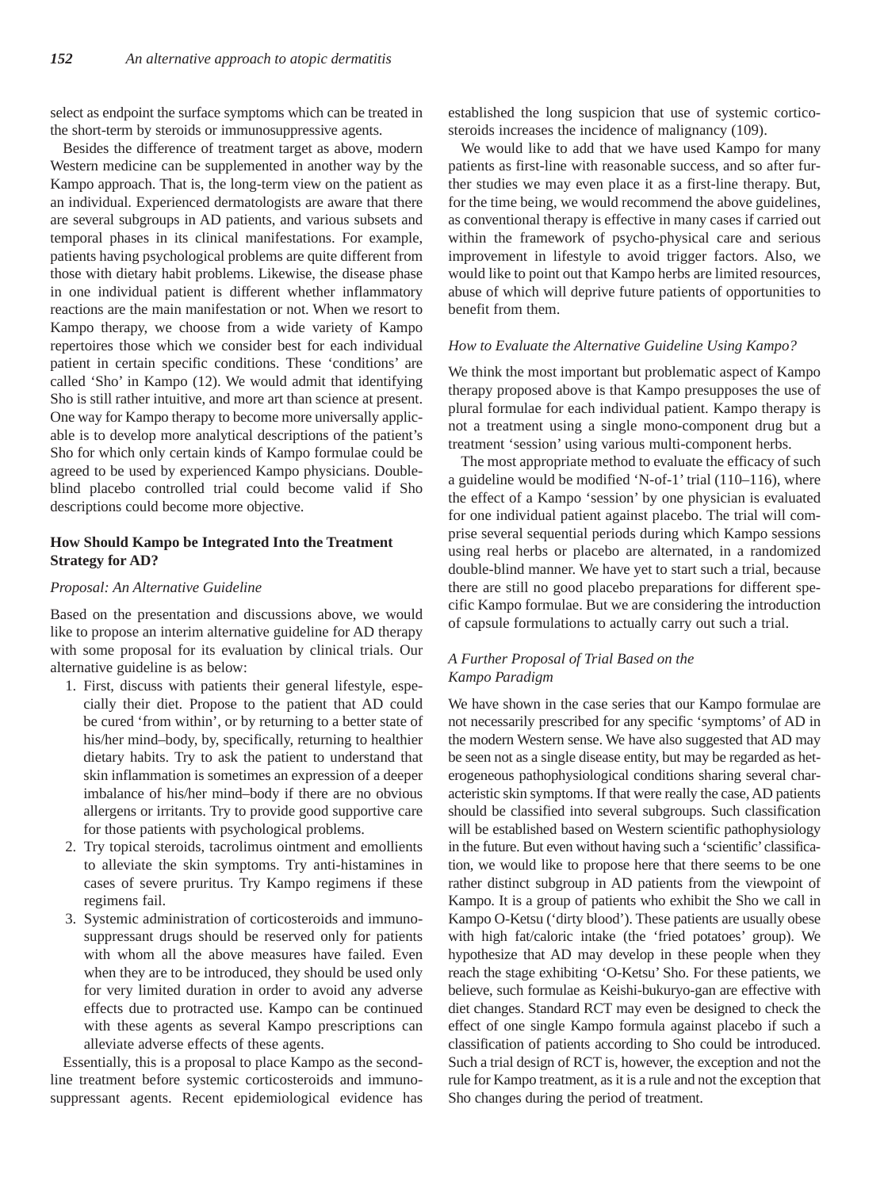select as endpoint the surface symptoms which can be treated in the short-term by steroids or immunosuppressive agents.

Besides the difference of treatment target as above, modern Western medicine can be supplemented in another way by the Kampo approach. That is, the long-term view on the patient as an individual. Experienced dermatologists are aware that there are several subgroups in AD patients, and various subsets and temporal phases in its clinical manifestations. For example, patients having psychological problems are quite different from those with dietary habit problems. Likewise, the disease phase in one individual patient is different whether inflammatory reactions are the main manifestation or not. When we resort to Kampo therapy, we choose from a wide variety of Kampo repertoires those which we consider best for each individual patient in certain specific conditions. These 'conditions' are called 'Sho' in Kampo (12). We would admit that identifying Sho is still rather intuitive, and more art than science at present. One way for Kampo therapy to become more universally applicable is to develop more analytical descriptions of the patient's Sho for which only certain kinds of Kampo formulae could be agreed to be used by experienced Kampo physicians. Double-blind placebo controlled trial could become valid if Sho descriptions could become more objective.

## How Should Kampo be Integrated Into the Treatment Strategy for AD?

### *Proposal: An Alternative Guideline*

Based on the presentation and discussions above, we would like to propose an interim alternative guideline for AD therapy with some proposal for its evaluation by clinical trials. Our alternative guideline is as below:

1. First, discuss with patients their general lifestyle, especially their diet. Propose to the patient that AD could be cured 'from within', or by returning to a better state of his/her mind–body, by, specifically, returning to healthier dietary habits. Try to ask the patient to understand that skin inflammation is sometimes an expression of a deeper imbalance of his/her mind–body if there are no obvious allergens or irritants. Try to provide good supportive care for those patients with psychological problems.
2. Try topical steroids, tacrolimus ointment and emollients to alleviate the skin symptoms. Try anti-histamines in cases of severe pruritus. Try Kampo regimens if these regimens fail.
3. Systemic administration of corticosteroids and immunosuppressant drugs should be reserved only for patients with whom all the above measures have failed. Even when they are to be introduced, they should be used only for very limited duration in order to avoid any adverse effects due to protracted use. Kampo can be continued with these agents as several Kampo prescriptions can alleviate adverse effects of these agents.

Essentially, this is a proposal to place Kampo as the second-line treatment before systemic corticosteroids and immunosuppressant agents. Recent epidemiological evidence has established the long suspicion that use of systemic corticosteroids increases the incidence of malignancy (109).

We would like to add that we have used Kampo for many patients as first-line with reasonable success, and so after further studies we may even place it as a first-line therapy. But, for the time being, we would recommend the above guidelines, as conventional therapy is effective in many cases if carried out within the framework of psycho-physical care and serious improvement in lifestyle to avoid trigger factors. Also, we would like to point out that Kampo herbs are limited resources, abuse of which will deprive future patients of opportunities to benefit from them.

### *How to Evaluate the Alternative Guideline Using Kampo?*

We think the most important but problematic aspect of Kampo therapy proposed above is that Kampo presupposes the use of plural formulae for each individual patient. Kampo therapy is not a treatment using a single mono-component drug but a treatment 'session' using various multi-component herbs.

The most appropriate method to evaluate the efficacy of such a guideline would be modified 'N-of-1' trial (110–116), where the effect of a Kampo 'session' by one physician is evaluated for one individual patient against placebo. The trial will comprise several sequential periods during which Kampo sessions using real herbs or placebo are alternated, in a randomized double-blind manner. We have yet to start such a trial, because there are still no good placebo preparations for different specific Kampo formulae. But we are considering the introduction of capsule formulations to actually carry out such a trial.

### *A Further Proposal of Trial Based on the Kampo Paradigm*

We have shown in the case series that our Kampo formulae are not necessarily prescribed for any specific 'symptoms' of AD in the modern Western sense. We have also suggested that AD may be seen not as a single disease entity, but may be regarded as heterogeneous pathophysiological conditions sharing several characteristic skin symptoms. If that were really the case, AD patients should be classified into several subgroups. Such classification will be established based on Western scientific pathophysiology in the future. But even without having such a 'scientific' classification, we would like to propose here that there seems to be one rather distinct subgroup in AD patients from the viewpoint of Kampo. It is a group of patients who exhibit the Sho we call in Kampo O-Ketsu ('dirty blood'). These patients are usually obese with high fat/caloric intake (the 'fried potatoes' group). We hypothesize that AD may develop in these people when they reach the stage exhibiting 'O-Ketsu' Sho. For these patients, we believe, such formulae as Keishi-bukuryo-gan are effective with diet changes. Standard RCT may even be designed to check the effect of one single Kampo formula against placebo if such a classification of patients according to Sho could be introduced. Such a trial design of RCT is, however, the exception and not the rule for Kampo treatment, as it is a rule and not the exception that Sho changes during the period of treatment.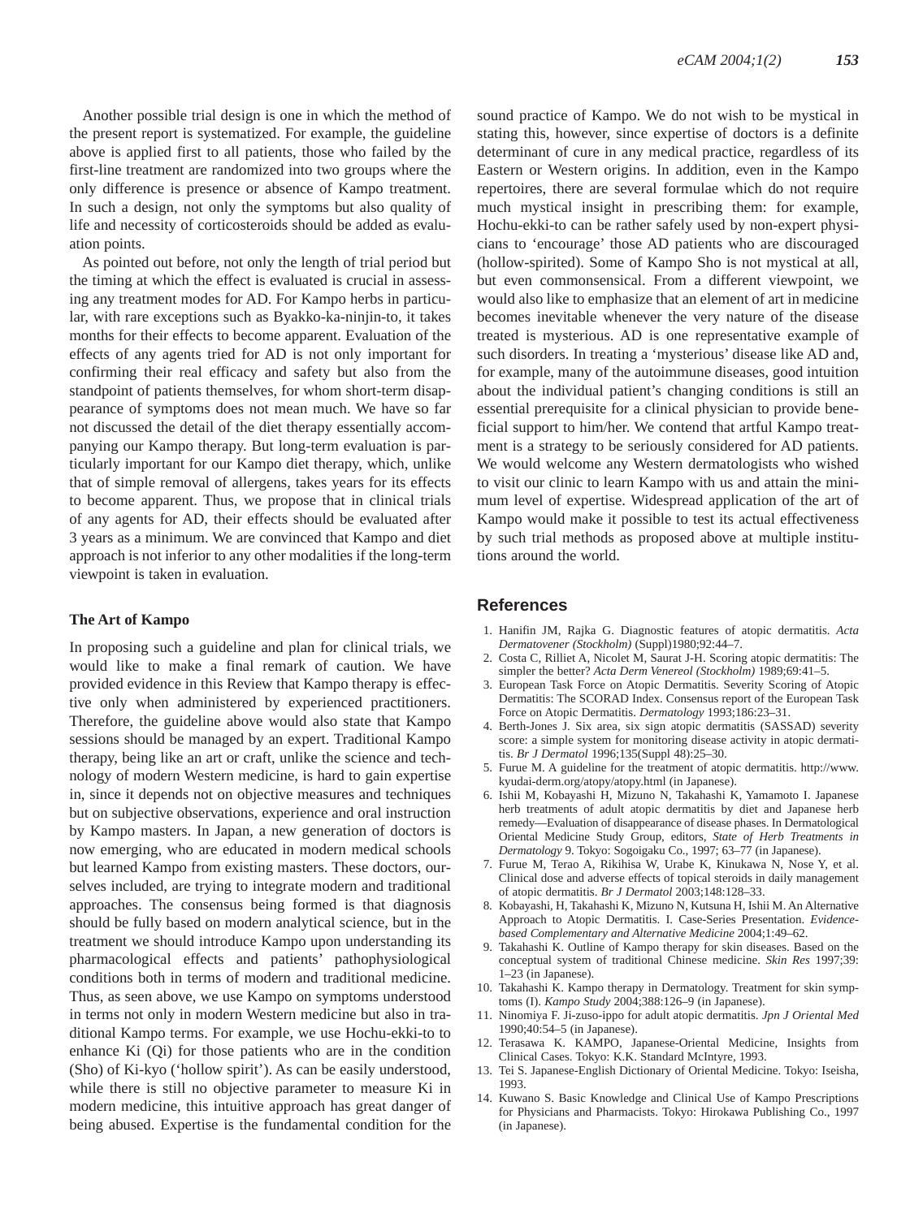Another possible trial design is one in which the method of the present report is systematized. For example, the guideline above is applied first to all patients, those who failed by the first-line treatment are randomized into two groups where the only difference is presence or absence of Kampo treatment. In such a design, not only the symptoms but also quality of life and necessity of corticosteroids should be added as evaluation points.

As pointed out before, not only the length of trial period but the timing at which the effect is evaluated is crucial in assessing any treatment modes for AD. For Kampo herbs in particular, with rare exceptions such as Byakko-ka-ninjin-to, it takes months for their effects to become apparent. Evaluation of the effects of any agents tried for AD is not only important for confirming their real efficacy and safety but also from the standpoint of patients themselves, for whom short-term disappearance of symptoms does not mean much. We have so far not discussed the detail of the diet therapy essentially accompanying our Kampo therapy. But long-term evaluation is particularly important for our Kampo diet therapy, which, unlike that of simple removal of allergens, takes years for its effects to become apparent. Thus, we propose that in clinical trials of any agents for AD, their effects should be evaluated after 3 years as a minimum. We are convinced that Kampo and diet approach is not inferior to any other modalities if the long-term viewpoint is taken in evaluation.

### The Art of Kampo

In proposing such a guideline and plan for clinical trials, we would like to make a final remark of caution. We have provided evidence in this Review that Kampo therapy is effective only when administered by experienced practitioners. Therefore, the guideline above would also state that Kampo sessions should be managed by an expert. Traditional Kampo therapy, being like an art or craft, unlike the science and technology of modern Western medicine, is hard to gain expertise in, since it depends not on objective measures and techniques but on subjective observations, experience and oral instruction by Kampo masters. In Japan, a new generation of doctors is now emerging, who are educated in modern medical schools but learned Kampo from existing masters. These doctors, ourselves included, are trying to integrate modern and traditional approaches. The consensus being formed is that diagnosis should be fully based on modern analytical science, but in the treatment we should introduce Kampo upon understanding its pharmacological effects and patients' pathophysiological conditions both in terms of modern and traditional medicine. Thus, as seen above, we use Kampo on symptoms understood in terms not only in modern Western medicine but also in traditional Kampo terms. For example, we use Hochu-ekki-to to enhance Ki (Qi) for those patients who are in the condition (Sho) of Ki-kyo ('hollow spirit'). As can be easily understood, while there is still no objective parameter to measure Ki in modern medicine, this intuitive approach has great danger of being abused. Expertise is the fundamental condition for the sound practice of Kampo. We do not wish to be mystical in stating this, however, since expertise of doctors is a definite determinant of cure in any medical practice, regardless of its Eastern or Western origins. In addition, even in the Kampo repertoires, there are several formulae which do not require much mystical insight in prescribing them: for example, Hochu-ekki-to can be rather safely used by non-expert physicians to 'encourage' those AD patients who are discouraged (hollow-spirited). Some of Kampo Sho is not mystical at all, but even commonsensical. From a different viewpoint, we would also like to emphasize that an element of art in medicine becomes inevitable whenever the very nature of the disease treated is mysterious. AD is one representative example of such disorders. In treating a 'mysterious' disease like AD and, for example, many of the autoimmune diseases, good intuition about the individual patient's changing conditions is still an essential prerequisite for a clinical physician to provide beneficial support to him/her. We contend that artful Kampo treatment is a strategy to be seriously considered for AD patients. We would welcome any Western dermatologists who wished to visit our clinic to learn Kampo with us and attain the minimum level of expertise. Widespread application of the art of Kampo would make it possible to test its actual effectiveness by such trial methods as proposed above at multiple institutions around the world.

## References

1. Hanifin JM, Rajka G. Diagnostic features of atopic dermatitis. *Acta Dermatovener (Stockholm)* (Suppl)1980;92:44–7.
2. Costa C, Rilliet A, Nicolet M, Saurat J-H. Scoring atopic dermatitis: The simpler the better? *Acta Derm Venereol (Stockholm)* 1989;69:41–5.
3. European Task Force on Atopic Dermatitis. Severity Scoring of Atopic Dermatitis: The SCORAD Index. Consensus report of the European Task Force on Atopic Dermatitis. *Dermatology* 1993;186:23–31.
4. Berth-Jones J. Six area, six sign atopic dermatitis (SASSAD) severity score: a simple system for monitoring disease activity in atopic dermatitis. *Br J Dermatol* 1996;135(Suppl 48):25–30.
5. Furue M. A guideline for the treatment of atopic dermatitis. http://www.kyudai-derm.org/atopy/atopy.html (in Japanese).
6. Ishii M, Kobayashi H, Mizuno N, Takahashi K, Yamamoto I. Japanese herb treatments of adult atopic dermatitis by diet and Japanese herb remedy—Evaluation of disappearance of disease phases. In Dermatological Oriental Medicine Study Group, editors, *State of Herb Treatments in Dermatology* 9. Tokyo: Sogoigaku Co., 1997; 63–77 (in Japanese).
7. Furue M, Terao A, Rikihisa W, Urabe K, Kinukawa N, Nose Y, et al. Clinical dose and adverse effects of topical steroids in daily management of atopic dermatitis. *Br J Dermatol* 2003;148:128–33.
8. Kobayashi, H, Takahashi K, Mizuno N, Kutsuna H, Ishii M. An Alternative Approach to Atopic Dermatitis. I. Case-Series Presentation. *Evidence-based Complementary and Alternative Medicine* 2004;1:49–62.
9. Takahashi K. Outline of Kampo therapy for skin diseases. Based on the conceptual system of traditional Chinese medicine. *Skin Res* 1997;39: 1–23 (in Japanese).
10. Takahashi K. Kampo therapy in Dermatology. Treatment for skin symptoms (I). *Kampo Study* 2004;388:126–9 (in Japanese).
11. Ninomiya F. Ji-zuso-ippo for adult atopic dermatitis. *Jpn J Oriental Med* 1990;40:54–5 (in Japanese).
12. Terasawa K. KAMPO, Japanese-Oriental Medicine, Insights from Clinical Cases. Tokyo: K.K. Standard McIntyre, 1993.
13. Tei S. Japanese-English Dictionary of Oriental Medicine. Tokyo: Iseisha, 1993.
14. Kuwano S. Basic Knowledge and Clinical Use of Kampo Prescriptions for Physicians and Pharmacists. Tokyo: Hirokawa Publishing Co., 1997 (in Japanese).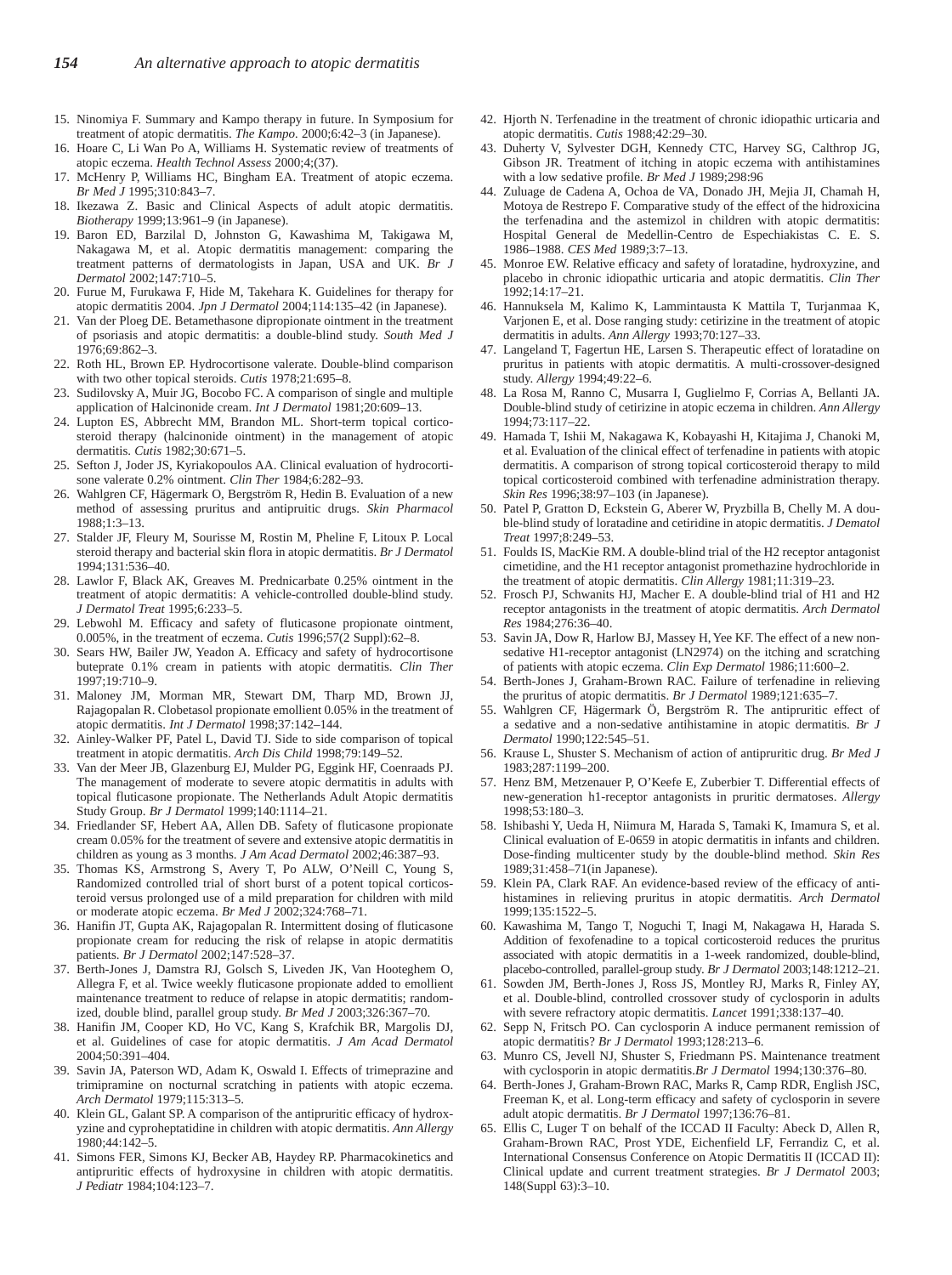15. Ninomiya F. Summary and Kampo therapy in future. In Symposium for treatment of atopic dermatitis. *The Kampo*. 2000;6:42–3 (in Japanese).
16. Hoare C, Li Wan Po A, Williams H. Systematic review of treatments of atopic eczema. *Health Technol Assess* 2000;4;(37).
17. McHenry P, Williams HC, Bingham EA. Treatment of atopic eczema. *Br Med J* 1995;310:843–7.
18. Ikezawa Z. Basic and Clinical Aspects of adult atopic dermatitis. *Biotherapy* 1999;13:961–9 (in Japanese).
19. Baron ED, Barzilal D, Johnston G, Kawashima M, Takigawa M, Nakagawa M, et al. Atopic dermatitis management: comparing the treatment patterns of dermatologists in Japan, USA and UK. *Br J Dermatol* 2002;147:710–5.
20. Furue M, Furukawa F, Hide M, Takehara K. Guidelines for therapy for atopic dermatitis 2004. *Jpn J Dermatol* 2004;114:135–42 (in Japanese).
21. Van der Ploeg DE. Betamethasone dipropionate ointment in the treatment of psoriasis and atopic dermatitis: a double-blind study. *South Med J* 1976;69:862–3.
22. Roth HL, Brown EP. Hydrocortisone valerate. Double-blind comparison with two other topical steroids. *Cutis* 1978;21:695–8.
23. Sudilovsky A, Muir JG, Bocobo FC. A comparison of single and multiple application of Halcinonide cream. *Int J Dermatol* 1981;20:609–13.
24. Lupton ES, Abbrecht MM, Brandon ML. Short-term topical corticosteroid therapy (halcinonide ointment) in the management of atopic dermatitis. *Cutis* 1982;30:671–5.
25. Sefton J, Joder JS, Kyriakopoulos AA. Clinical evaluation of hydrocortisone valerate 0.2% ointment. *Clin Ther* 1984;6:282–93.
26. Wahlgren CF, Hägermark O, Bergström R, Hedin B. Evaluation of a new method of assessing pruritus and antipruitic drugs. *Skin Pharmacol* 1988;1:3–13.
27. Stalder JF, Fleury M, Sourisse M, Rostin M, Pheline F, Litoux P. Local steroid therapy and bacterial skin flora in atopic dermatitis. *Br J Dermatol* 1994;131:536–40.
28. Lawlor F, Black AK, Greaves M. Prednicarbate 0.25% ointment in the treatment of atopic dermatitis: A vehicle-controlled double-blind study. *J Dermatol Treat* 1995;6:233–5.
29. Lebwohl M. Efficacy and safety of fluticasone propionate ointment, 0.005%, in the treatment of eczema. *Cutis* 1996;57(2 Suppl):62–8.
30. Sears HW, Bailer JW, Yeadon A. Efficacy and safety of hydrocortisone buteprate 0.1% cream in patients with atopic dermatitis. *Clin Ther* 1997;19:710–9.
31. Maloney JM, Morman MR, Stewart DM, Tharp MD, Brown JJ, Rajagopalan R. Clobetasol propionate emollient 0.05% in the treatment of atopic dermatitis. *Int J Dermatol* 1998;37:142–144.
32. Ainley-Walker PF, Patel L, David TJ. Side to side comparison of topical treatment in atopic dermatitis. *Arch Dis Child* 1998;79:149–52.
33. Van der Meer JB, Glazenburg EJ, Mulder PG, Eggink HF, Coenraads PJ. The management of moderate to severe atopic dermatitis in adults with topical fluticasone propionate. The Netherlands Adult Atopic dermatitis Study Group. *Br J Dermatol* 1999;140:1114–21.
34. Friedlander SF, Hebert AA, Allen DB. Safety of fluticasone propionate cream 0.05% for the treatment of severe and extensive atopic dermatitis in children as young as 3 months. *J Am Acad Dermatol* 2002;46:387–93.
35. Thomas KS, Armstrong S, Avery T, Po ALW, O'Neill C, Young S, Randomized controlled trial of short burst of a potent topical corticosteroid versus prolonged use of a mild preparation for children with mild or moderate atopic eczema. *Br Med J* 2002;324:768–71.
36. Hanifin JT, Gupta AK, Rajagopalan R. Intermittent dosing of fluticasone propionate cream for reducing the risk of relapse in atopic dermatitis patients. *Br J Dermatol* 2002;147:528–37.
37. Berth-Jones J, Damstra RJ, Golsch S, Liveden JK, Van Hooteghem O, Allegra F, et al. Twice weekly fluticasone propionate added to emollient maintenance treatment to reduce of relapse in atopic dermatitis; randomized, double blind, parallel group study. *Br Med J* 2003;326:367–70.
38. Hanifin JM, Cooper KD, Ho VC, Kang S, Krafchik BR, Margolis DJ, et al. Guidelines of case for atopic dermatitis. *J Am Acad Dermatol* 2004;50:391–404.
39. Savin JA, Paterson WD, Adam K, Oswald I. Effects of trimeprazine and trimipramine on nocturnal scratching in patients with atopic eczema. *Arch Dermatol* 1979;115:313–5.
40. Klein GL, Galant SP. A comparison of the antipruritic efficacy of hydroxyzine and cyproheptatidine in children with atopic dermatitis. *Ann Allergy* 1980;44:142–5.
41. Simons FER, Simons KJ, Becker AB, Haydey RP. Pharmacokinetics and antipruritic effects of hydroxysine in children with atopic dermatitis. *J Pediatr* 1984;104:123–7.
42. Hjorth N. Terfenadine in the treatment of chronic idiopathic urticaria and atopic dermatitis. *Cutis* 1988;42:29–30.
43. Duherty V, Sylvester DGH, Kennedy CTC, Harvey SG, Calthrop JG, Gibson JR. Treatment of itching in atopic eczema with antihistamines with a low sedative profile. *Br Med J* 1989;298:96
44. Zuluage de Cadena A, Ochoa de VA, Donado JH, Mejia JI, Chamah H, Motoya de Restrepo F. Comparative study of the effect of the hidroxicina the terfenadina and the astemizol in children with atopic dermatitis: Hospital General de Medellin-Centro de Espechiakistas C. E. S. 1986–1988. *CES Med* 1989;3:7–13.
45. Monroe EW. Relative efficacy and safety of loratadine, hydroxyzine, and placebo in chronic idiopathic urticaria and atopic dermatitis. *Clin Ther* 1992;14:17–21.
46. Hannuksela M, Kalimo K, Lammintausta K Mattila T, Turjanmaa K, Varjonen E, et al. Dose ranging study: cetirizine in the treatment of atopic dermatitis in adults. *Ann Allergy* 1993;70:127–33.
47. Langeland T, Fagertun HE, Larsen S. Therapeutic effect of loratadine on pruritus in patients with atopic dermatitis. A multi-crossover-designed study. *Allergy* 1994;49:22–6.
48. La Rosa M, Ranno C, Musarra I, Guglielmo F, Corrias A, Bellanti JA. Double-blind study of cetirizine in atopic eczema in children. *Ann Allergy* 1994;73:117–22.
49. Hamada T, Ishii M, Nakagawa K, Kobayashi H, Kitajima J, Chanoki M, et al. Evaluation of the clinical effect of terfenadine in patients with atopic dermatitis. A comparison of strong topical corticosteroid therapy to mild topical corticosteroid combined with terfenadine administration therapy. *Skin Res* 1996;38:97–103 (in Japanese).
50. Patel P, Gratton D, Eckstein G, Aberer W, Pryzbilla B, Chelly M. A double-blind study of loratadine and cetiridine in atopic dermatitis. *J Dematol Treat* 1997;8:249–53.
51. Foulds IS, MacKie RM. A double-blind trial of the H2 receptor antagonist cimetidine, and the H1 receptor antagonist promethazine hydrochloride in the treatment of atopic dermatitis. *Clin Allergy* 1981;11:319–23.
52. Frosch PJ, Schwanits HJ, Macher E. A double-blind trial of H1 and H2 receptor antagonists in the treatment of atopic dermatitis. *Arch Dermatol Res* 1984;276:36–40.
53. Savin JA, Dow R, Harlow BJ, Massey H, Yee KF. The effect of a new nonsedative H1-receptor antagonist (LN2974) on the itching and scratching of patients with atopic eczema. *Clin Exp Dermatol* 1986;11:600–2.
54. Berth-Jones J, Graham-Brown RAC. Failure of terfenadine in relieving the pruritus of atopic dermatitis. *Br J Dermatol* 1989;121:635–7.
55. Wahlgren CF, Hägermark Ö, Bergström R. The antipruritic effect of a sedative and a non-sedative antihistamine in atopic dermatitis. *Br J Dermatol* 1990;122:545–51.
56. Krause L, Shuster S. Mechanism of action of antipruritic drug. *Br Med J* 1983;287:1199–200.
57. Henz BM, Metzenauer P, O'Keefe E, Zuberbier T. Differential effects of new-generation h1-receptor antagonists in pruritic dermatoses. *Allergy* 1998;53:180–3.
58. Ishibashi Y, Ueda H, Niimura M, Harada S, Tamaki K, Imamura S, et al. Clinical evaluation of E-0659 in atopic dermatitis in infants and children. Dose-finding multicenter study by the double-blind method. *Skin Res* 1989;31:458–71(in Japanese).
59. Klein PA, Clark RAF. An evidence-based review of the efficacy of antihistamines in relieving pruritus in atopic dermatitis. *Arch Dermatol* 1999;135:1522–5.
60. Kawashima M, Tango T, Noguchi T, Inagi M, Nakagawa H, Harada S. Addition of fexofenadine to a topical corticosteroid reduces the pruritus associated with atopic dermatitis in a 1-week randomized, double-blind, placebo-controlled, parallel-group study. *Br J Dermatol* 2003;148:1212–21.
61. Sowden JM, Berth-Jones J, Ross JS, Montley RJ, Marks R, Finley AY, et al. Double-blind, controlled crossover study of cyclosporin in adults with severe refractory atopic dermatitis. *Lancet* 1991;338:137–40.
62. Sepp N, Fritsch PO. Can cyclosporin A induce permanent remission of atopic dermatitis? *Br J Dermatol* 1993;128:213–6.
63. Munro CS, Jevell NJ, Shuster S, Friedmann PS. Maintenance treatment with cyclosporin in atopic dermatitis.*Br J Dermatol* 1994;130:376–80.
64. Berth-Jones J, Graham-Brown RAC, Marks R, Camp RDR, English JSC, Freeman K, et al. Long-term efficacy and safety of cyclosporin in severe adult atopic dermatitis. *Br J Dermatol* 1997;136:76–81.
65. Ellis C, Luger T on behalf of the ICCAD II Faculty: Abeck D, Allen R, Graham-Brown RAC, Prost YDE, Eichenfield LF, Ferrandiz C, et al. International Consensus Conference on Atopic Dermatitis II (ICCAD II): Clinical update and current treatment strategies. *Br J Dermatol* 2003; 148(Suppl 63):3–10.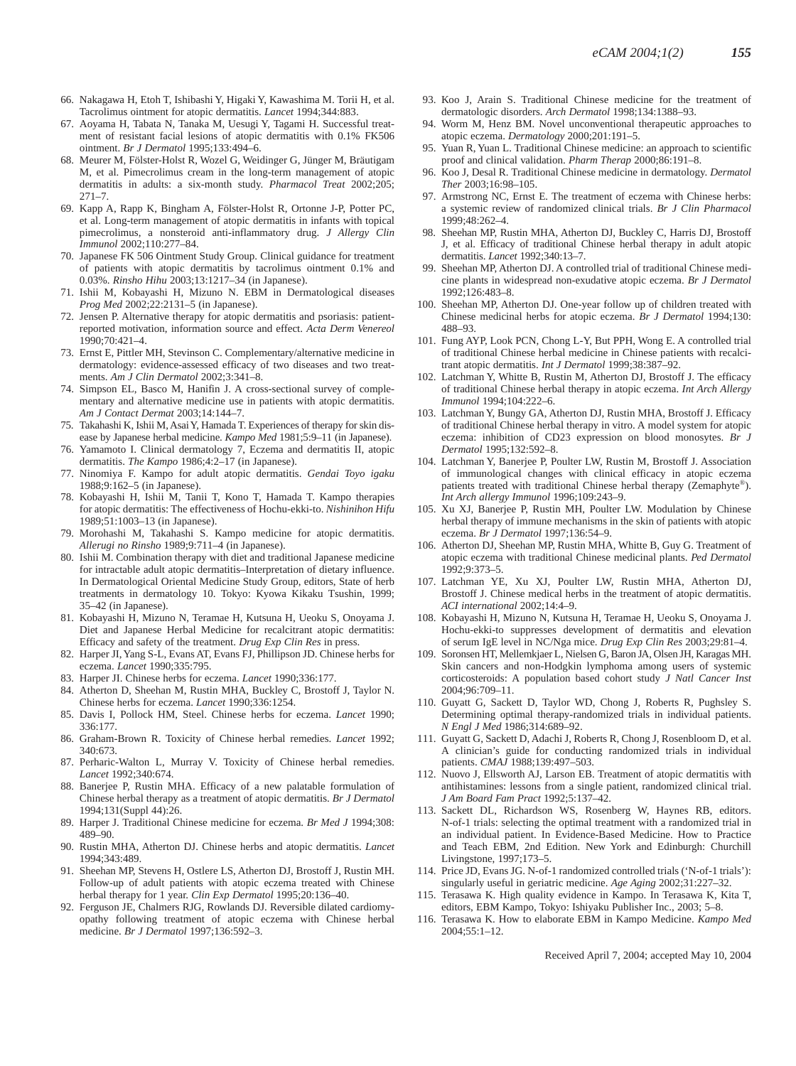66. Nakagawa H, Etoh T, Ishibashi Y, Higaki Y, Kawashima M. Torii H, et al. Tacrolimus ointment for atopic dermatitis. *Lancet* 1994;344:883.
67. Aoyama H, Tabata N, Tanaka M, Uesugi Y, Tagami H. Successful treatment of resistant facial lesions of atopic dermatitis with 0.1% FK506 ointment. *Br J Dermatol* 1995;133:494–6.
68. Meurer M, Fölster-Holst R, Wozel G, Weidinger G, Jünger M, Bräutigam M, et al. Pimecrolimus cream in the long-term management of atopic dermatitis in adults: a six-month study. *Pharmacol Treat* 2002;205; 271–7.
69. Kapp A, Rapp K, Bingham A, Fölster-Holst R, Ortonne J-P, Potter PC, et al. Long-term management of atopic dermatitis in infants with topical pimecrolimus, a nonsteroid anti-inflammatory drug. *J Allergy Clin Immunol* 2002;110:277–84.
70. Japanese FK 506 Ointment Study Group. Clinical guidance for treatment of patients with atopic dermatitis by tacrolimus ointment 0.1% and 0.03%. *Rinsho Hihu* 2003;13:1217–34 (in Japanese).
71. Ishii M, Kobayashi H, Mizuno N. EBM in Dermatological diseases *Prog Med* 2002;22:2131–5 (in Japanese).
72. Jensen P. Alternative therapy for atopic dermatitis and psoriasis: patient-reported motivation, information source and effect. *Acta Derm Venereol* 1990;70:421–4.
73. Ernst E, Pittler MH, Stevinson C. Complementary/alternative medicine in dermatology: evidence-assessed efficacy of two diseases and two treatments. *Am J Clin Dermatol* 2002;3:341–8.
74. Simpson EL, Basco M, Hanifin J. A cross-sectional survey of complementary and alternative medicine use in patients with atopic dermatitis. *Am J Contact Dermat* 2003;14:144–7.
75. Takahashi K, Ishii M, Asai Y, Hamada T. Experiences of therapy for skin disease by Japanese herbal medicine. *Kampo Med* 1981;5:9–11 (in Japanese).
76. Yamamoto I. Clinical dermatology 7, Eczema and dermatitis II, atopic dermatitis. *The Kampo* 1986;4:2–17 (in Japanese).
77. Ninomiya F. Kampo for adult atopic dermatitis. *Gendai Toyo igaku* 1988;9:162–5 (in Japanese).
78. Kobayashi H, Ishii M, Tanii T, Kono T, Hamada T. Kampo therapies for atopic dermatitis: The effectiveness of Hochu-ekki-to. *Nishinihon Hifu* 1989;51:1003–13 (in Japanese).
79. Morohashi M, Takahashi S. Kampo medicine for atopic dermatitis. *Allerugi no Rinsho* 1989;9:711–4 (in Japanese).
80. Ishii M. Combination therapy with diet and traditional Japanese medicine for intractable adult atopic dermatitis–Interpretation of dietary influence. In Dermatological Oriental Medicine Study Group, editors, State of herb treatments in dermatology 10. Tokyo: Kyowa Kikaku Tsushin, 1999; 35–42 (in Japanese).
81. Kobayashi H, Mizuno N, Teramae H, Kutsuna H, Ueoku S, Onoyama J. Diet and Japanese Herbal Medicine for recalcitrant atopic dermatitis: Efficacy and safety of the treatment. *Drug Exp Clin Res* in press.
82. Harper JI, Yang S-L, Evans AT, Evans FJ, Phillipson JD. Chinese herbs for eczema. *Lancet* 1990;335:795.
83. Harper JI. Chinese herbs for eczema. *Lancet* 1990;336:177.
84. Atherton D, Sheehan M, Rustin MHA, Buckley C, Brostoff J, Taylor N. Chinese herbs for eczema. *Lancet* 1990;336:1254.
85. Davis I, Pollock HM, Steel. Chinese herbs for eczema. *Lancet* 1990; 336:177.
86. Graham-Brown R. Toxicity of Chinese herbal remedies. *Lancet* 1992; 340:673.
87. Perharic-Walton L, Murray V. Toxicity of Chinese herbal remedies. *Lancet* 1992;340:674.
88. Banerjee P, Rustin MHA. Efficacy of a new palatable formulation of Chinese herbal therapy as a treatment of atopic dermatitis. *Br J Dermatol* 1994;131(Suppl 44):26.
89. Harper J. Traditional Chinese medicine for eczema. *Br Med J* 1994;308: 489–90.
90. Rustin MHA, Atherton DJ. Chinese herbs and atopic dermatitis. *Lancet* 1994;343:489.
91. Sheehan MP, Stevens H, Ostlere LS, Atherton DJ, Brostoff J, Rustin MH. Follow-up of adult patients with atopic eczema treated with Chinese herbal therapy for 1 year. *Clin Exp Dermatol* 1995;20:136–40.
92. Ferguson JE, Chalmers RJG, Rowlands DJ. Reversible dilated cardiomyopathy following treatment of atopic eczema with Chinese herbal medicine. *Br J Dermatol* 1997;136:592–3.
93. Koo J, Arain S. Traditional Chinese medicine for the treatment of dermatologic disorders. *Arch Dermatol* 1998;134:1388–93.
94. Worm M, Henz BM. Novel unconventional therapeutic approaches to atopic eczema. *Dermatology* 2000;201:191–5.
95. Yuan R, Yuan L. Traditional Chinese medicine: an approach to scientific proof and clinical validation. *Pharm Therap* 2000;86:191–8.
96. Koo J, Desal R. Traditional Chinese medicine in dermatology. *Dermatol Ther* 2003;16:98–105.
97. Armstrong NC, Ernst E. The treatment of eczema with Chinese herbs: a systemic review of randomized clinical trials. *Br J Clin Pharmacol* 1999;48:262–4.
98. Sheehan MP, Rustin MHA, Atherton DJ, Buckley C, Harris DJ, Brostoff J, et al. Efficacy of traditional Chinese herbal therapy in adult atopic dermatitis. *Lancet* 1992;340:13–7.
99. Sheehan MP, Atherton DJ. A controlled trial of traditional Chinese medicine plants in widespread non-exudative atopic eczema. *Br J Dermatol* 1992;126:483–8.
100. Sheehan MP, Atherton DJ. One-year follow up of children treated with Chinese medicinal herbs for atopic eczema. *Br J Dermatol* 1994;130: 488–93.
101. Fung AYP, Look PCN, Chong L-Y, But PPH, Wong E. A controlled trial of traditional Chinese herbal medicine in Chinese patients with recalcitrant atopic dermatitis. *Int J Dermatol* 1999;38:387–92.
102. Latchman Y, Whitte B, Rustin M, Atherton DJ, Brostoff J. The efficacy of traditional Chinese herbal therapy in atopic eczema. *Int Arch Allergy Immunol* 1994;104:222–6.
103. Latchman Y, Bungy GA, Atherton DJ, Rustin MHA, Brostoff J. Efficacy of traditional Chinese herbal therapy in vitro. A model system for atopic eczema: inhibition of CD23 expression on blood monosytes. *Br J Dermatol* 1995;132:592–8.
104. Latchman Y, Banerjee P, Poulter LW, Rustin M, Brostoff J. Association of immunological changes with clinical efficacy in atopic eczema patients treated with traditional Chinese herbal therapy (Zemaphyte®). *Int Arch allergy Immunol* 1996;109:243–9.
105. Xu XJ, Banerjee P, Rustin MH, Poulter LW. Modulation by Chinese herbal therapy of immune mechanisms in the skin of patients with atopic eczema. *Br J Dermatol* 1997;136:54–9.
106. Atherton DJ, Sheehan MP, Rustin MHA, Whitte B, Guy G. Treatment of atopic eczema with traditional Chinese medicinal plants. *Ped Dermatol* 1992;9:373–5.
107. Latchman YE, Xu XJ, Poulter LW, Rustin MHA, Atherton DJ, Brostoff J. Chinese medical herbs in the treatment of atopic dermatitis. *ACI international* 2002;14:4–9.
108. Kobayashi H, Mizuno N, Kutsuna H, Teramae H, Ueoku S, Onoyama J. Hochu-ekki-to suppresses development of dermatitis and elevation of serum IgE level in NC/Nga mice. *Drug Exp Clin Res* 2003;29:81–4.
109. Soronsen HT, Mellemkjaer L, Nielsen G, Baron JA, Olsen JH, Karagas MH. Skin cancers and non-Hodgkin lymphoma among users of systemic corticosteroids: A population based cohort study *J Natl Cancer Inst* 2004;96:709–11.
110. Guyatt G, Sackett D, Taylor WD, Chong J, Roberts R, Pughsley S. Determining optimal therapy-randomized trials in individual patients. *N Engl J Med* 1986;314:689–92.
111. Guyatt G, Sackett D, Adachi J, Roberts R, Chong J, Rosenbloom D, et al. A clinician's guide for conducting randomized trials in individual patients. *CMAJ* 1988;139:497–503.
112. Nuovo J, Ellsworth AJ, Larson EB. Treatment of atopic dermatitis with antihistamines: lessons from a single patient, randomized clinical trial. *J Am Board Fam Pract* 1992;5:137–42.
113. Sackett DL, Richardson WS, Rosenberg W, Haynes RB, editors. N-of-1 trials: selecting the optimal treatment with a randomized trial in an individual patient. In Evidence-Based Medicine. How to Practice and Teach EBM, 2nd Edition. New York and Edinburgh: Churchill Livingstone, 1997;173–5.
114. Price JD, Evans JG. N-of-1 randomized controlled trials ('N-of-1 trials'): singularly useful in geriatric medicine. *Age Aging* 2002;31:227–32.
115. Terasawa K. High quality evidence in Kampo. In Terasawa K, Kita T, editors, EBM Kampo, Tokyo: Ishiyaku Publisher Inc., 2003; 5–8.
116. Terasawa K. How to elaborate EBM in Kampo Medicine. *Kampo Med* 2004;55:1–12.

Received April 7, 2004; accepted May 10, 2004